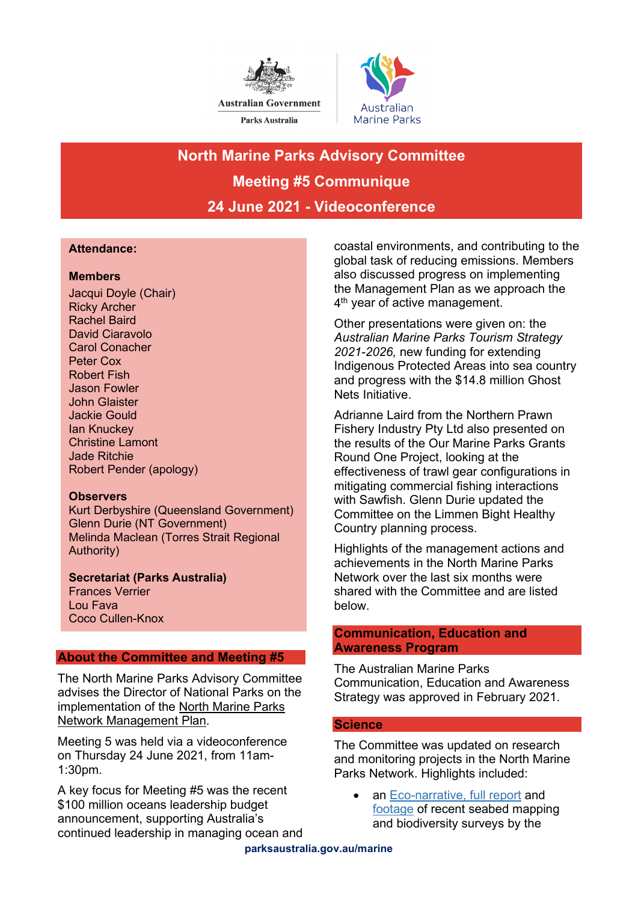Australian Government
Parks Australia

Australian Marine Parks

# North Marine Parks Advisory Committee

# Meeting #5 Communique

# 24 June 2021 - Videoconference

**Attendance:**

**Members**

Jacqui Doyle (Chair)
Ricky Archer
Rachel Baird
David Ciaravolo
Carol Conacher
Peter Cox
Robert Fish
Jason Fowler
John Glaister
Jackie Gould
Ian Knuckey
Christine Lamont
Jade Ritchie
Robert Pender (apology)

**Observers**

Kurt Derbyshire (Queensland Government)
Glenn Durie (NT Government)
Melinda Maclean (Torres Strait Regional Authority)

**Secretariat (Parks Australia)**

Frances Verrier
Lou Fava
Coco Cullen-Knox

## About the Committee and Meeting #5

The North Marine Parks Advisory Committee advises the Director of National Parks on the implementation of the North Marine Parks Network Management Plan.

Meeting 5 was held via a videoconference on Thursday 24 June 2021, from 11am-1:30pm.

A key focus for Meeting #5 was the recent $100 million oceans leadership budget announcement, supporting Australia's continued leadership in managing ocean and coastal environments, and contributing to the global task of reducing emissions. Members also discussed progress on implementing the Management Plan as we approach the 4th year of active management.

Other presentations were given on: the *Australian Marine Parks Tourism Strategy 2021-2026,* new funding for extending Indigenous Protected Areas into sea country and progress with the $14.8 million Ghost Nets Initiative.

Adrianne Laird from the Northern Prawn Fishery Industry Pty Ltd also presented on the results of the Our Marine Parks Grants Round One Project, looking at the effectiveness of trawl gear configurations in mitigating commercial fishing interactions with Sawfish. Glenn Durie updated the Committee on the Limmen Bight Healthy Country planning process.

Highlights of the management actions and achievements in the North Marine Parks Network over the last six months were shared with the Committee and are listed below.

## Communication, Education and Awareness Program

The Australian Marine Parks Communication, Education and Awareness Strategy was approved in February 2021.

## Science

The Committee was updated on research and monitoring projects in the North Marine Parks Network. Highlights included:

- an Eco-narrative, full report and footage of recent seabed mapping and biodiversity surveys by the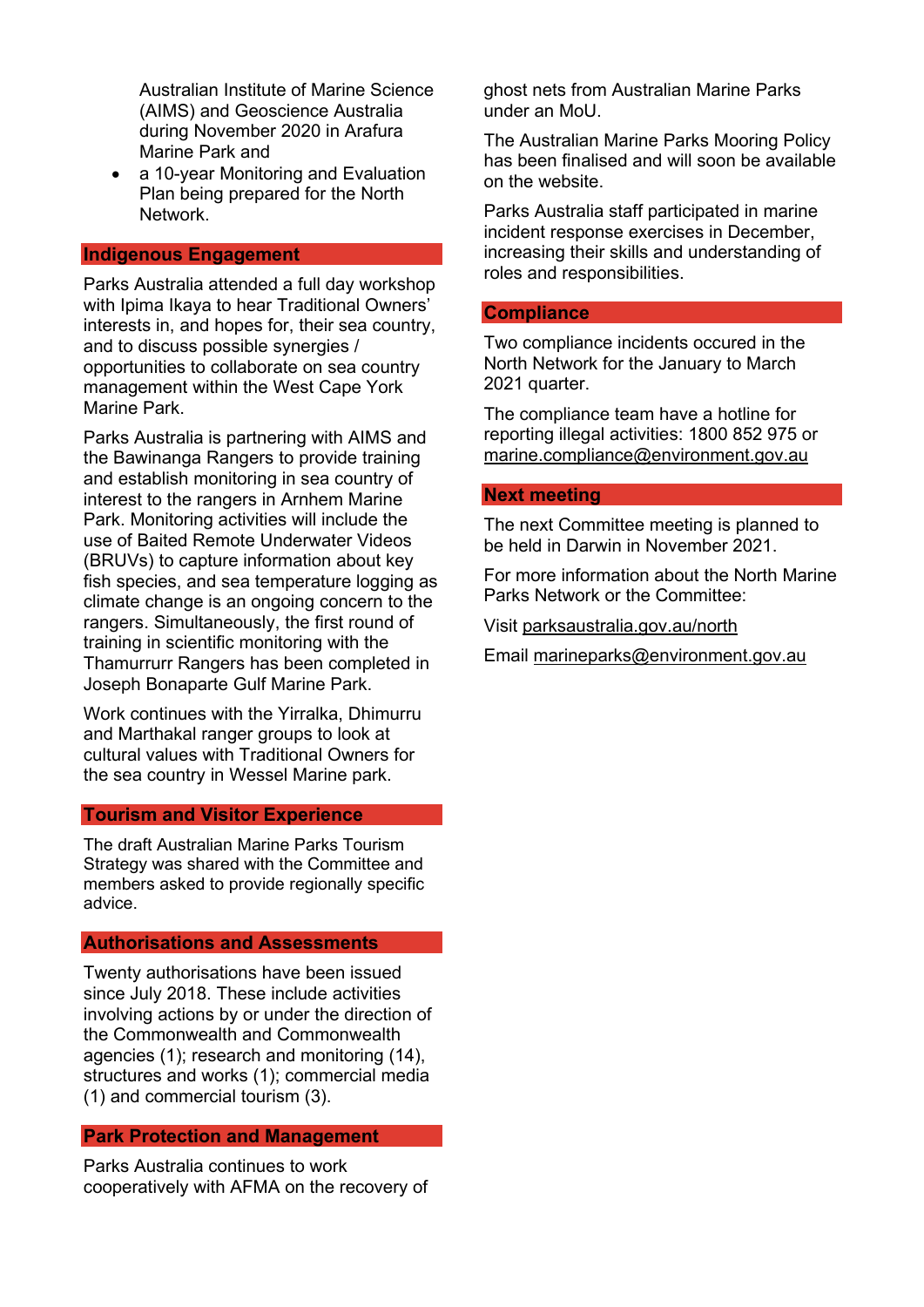Australian Institute of Marine Science (AIMS) and Geoscience Australia during November 2020 in Arafura Marine Park and
- a 10-year Monitoring and Evaluation Plan being prepared for the North Network.

## Indigenous Engagement

Parks Australia attended a full day workshop with Ipima Ikaya to hear Traditional Owners' interests in, and hopes for, their sea country, and to discuss possible synergies / opportunities to collaborate on sea country management within the West Cape York Marine Park.

Parks Australia is partnering with AIMS and the Bawinanga Rangers to provide training and establish monitoring in sea country of interest to the rangers in Arnhem Marine Park. Monitoring activities will include the use of Baited Remote Underwater Videos (BRUVs) to capture information about key fish species, and sea temperature logging as climate change is an ongoing concern to the rangers. Simultaneously, the first round of training in scientific monitoring with the Thamurrurr Rangers has been completed in Joseph Bonaparte Gulf Marine Park.

Work continues with the Yirralka, Dhimurru and Marthakal ranger groups to look at cultural values with Traditional Owners for the sea country in Wessel Marine park.

## Tourism and Visitor Experience

The draft Australian Marine Parks Tourism Strategy was shared with the Committee and members asked to provide regionally specific advice.

## Authorisations and Assessments

Twenty authorisations have been issued since July 2018. These include activities involving actions by or under the direction of the Commonwealth and Commonwealth agencies (1); research and monitoring (14), structures and works (1); commercial media (1) and commercial tourism (3).

## Park Protection and Management

Parks Australia continues to work cooperatively with AFMA on the recovery of ghost nets from Australian Marine Parks under an MoU.

The Australian Marine Parks Mooring Policy has been finalised and will soon be available on the website.

Parks Australia staff participated in marine incident response exercises in December, increasing their skills and understanding of roles and responsibilities.

## Compliance

Two compliance incidents occured in the North Network for the January to March 2021 quarter.

The compliance team have a hotline for reporting illegal activities: 1800 852 975 or marine.compliance@environment.gov.au

## Next meeting

The next Committee meeting is planned to be held in Darwin in November 2021.

For more information about the North Marine Parks Network or the Committee:

Visit parksaustralia.gov.au/north

Email marineparks@environment.gov.au